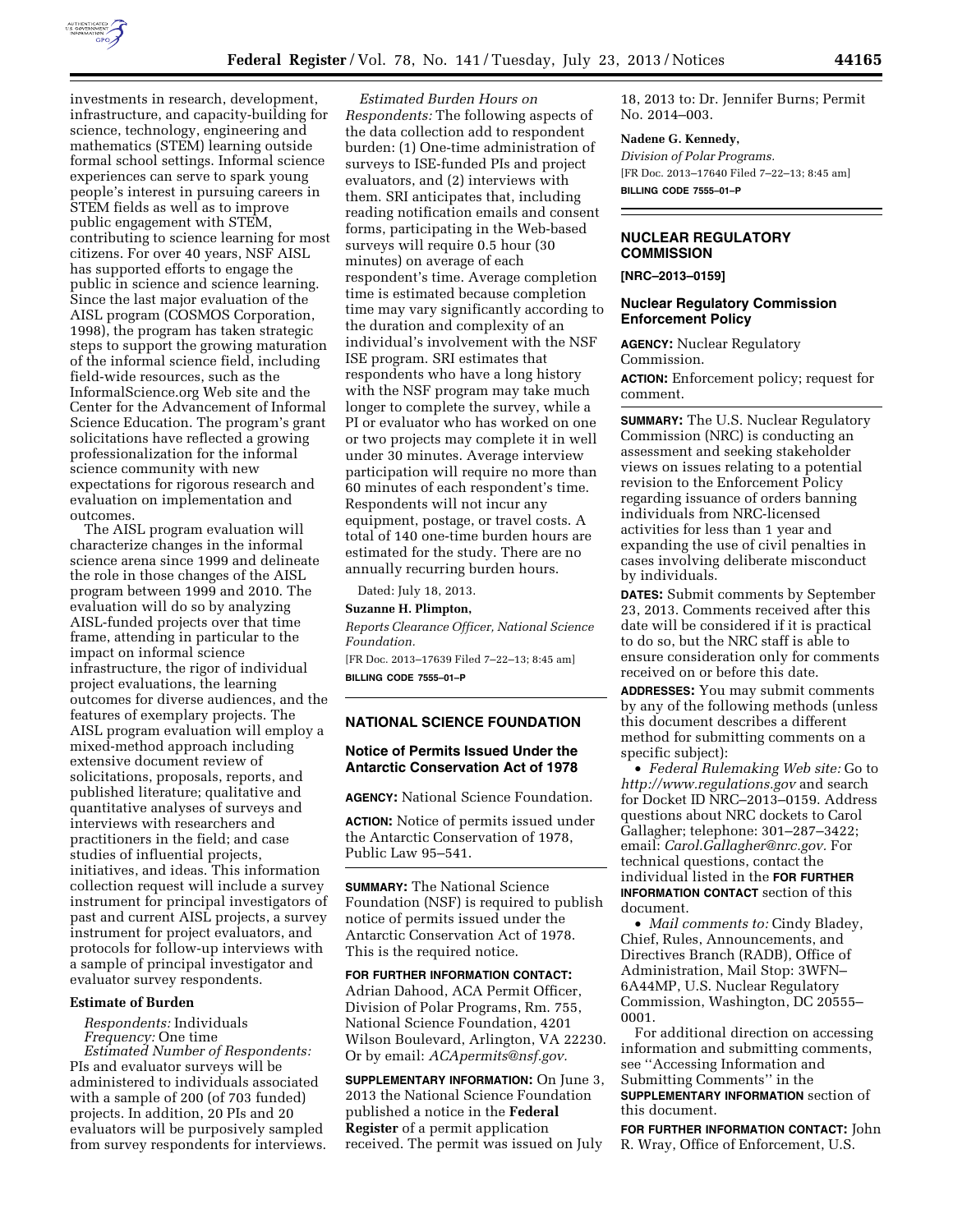investments in research, development, infrastructure, and capacity-building for science, technology, engineering and mathematics (STEM) learning outside formal school settings. Informal science experiences can serve to spark young people's interest in pursuing careers in STEM fields as well as to improve public engagement with STEM, contributing to science learning for most citizens. For over 40 years, NSF AISL has supported efforts to engage the public in science and science learning. Since the last major evaluation of the AISL program (COSMOS Corporation, 1998), the program has taken strategic steps to support the growing maturation of the informal science field, including field-wide resources, such as the InformalScience.org Web site and the Center for the Advancement of Informal Science Education. The program's grant solicitations have reflected a growing professionalization for the informal science community with new expectations for rigorous research and evaluation on implementation and outcomes.

The AISL program evaluation will characterize changes in the informal science arena since 1999 and delineate the role in those changes of the AISL program between 1999 and 2010. The evaluation will do so by analyzing AISL-funded projects over that time frame, attending in particular to the impact on informal science infrastructure, the rigor of individual project evaluations, the learning outcomes for diverse audiences, and the features of exemplary projects. The AISL program evaluation will employ a mixed-method approach including extensive document review of solicitations, proposals, reports, and published literature; qualitative and quantitative analyses of surveys and interviews with researchers and practitioners in the field; and case studies of influential projects, initiatives, and ideas. This information collection request will include a survey instrument for principal investigators of past and current AISL projects, a survey instrument for project evaluators, and protocols for follow-up interviews with a sample of principal investigator and evaluator survey respondents.

**Estimate of Burden**

*Respondents:* Individuals

*Frequency:* One time

*Estimated Number of Respondents:* PIs and evaluator surveys will be administered to individuals associated with a sample of 200 (of 703 funded) projects. In addition, 20 PIs and 20 evaluators will be purposively sampled from survey respondents for interviews.

*Estimated Burden Hours on Respondents:* The following aspects of the data collection add to respondent burden: (1) One-time administration of surveys to ISE-funded PIs and project evaluators, and (2) interviews with them. SRI anticipates that, including reading notification emails and consent forms, participating in the Web-based surveys will require 0.5 hour (30 minutes) on average of each respondent's time. Average completion time is estimated because completion time may vary significantly according to the duration and complexity of an individual's involvement with the NSF ISE program. SRI estimates that respondents who have a long history with the NSF program may take much longer to complete the survey, while a PI or evaluator who has worked on one or two projects may complete it in well under 30 minutes. Average interview participation will require no more than 60 minutes of each respondent's time. Respondents will not incur any equipment, postage, or travel costs. A total of 140 one-time burden hours are estimated for the study. There are no annually recurring burden hours.

Dated: July 18, 2013.

**Suzanne H. Plimpton,**

*Reports Clearance Officer, National Science Foundation.*

[FR Doc. 2013–17639 Filed 7–22–13; 8:45 am]

**BILLING CODE 7555–01–P**

## NATIONAL SCIENCE FOUNDATION

### Notice of Permits Issued Under the Antarctic Conservation Act of 1978

**AGENCY:** National Science Foundation.

**ACTION:** Notice of permits issued under the Antarctic Conservation of 1978, Public Law 95–541.

**SUMMARY:** The National Science Foundation (NSF) is required to publish notice of permits issued under the Antarctic Conservation Act of 1978. This is the required notice.

**FOR FURTHER INFORMATION CONTACT:** Adrian Dahood, ACA Permit Officer, Division of Polar Programs, Rm. 755, National Science Foundation, 4201 Wilson Boulevard, Arlington, VA 22230. Or by email: *ACApermits@nsf.gov.*

**SUPPLEMENTARY INFORMATION:** On June 3, 2013 the National Science Foundation published a notice in the **Federal Register** of a permit application received. The permit was issued on July 18, 2013 to: Dr. Jennifer Burns; Permit No. 2014–003.

**Nadene G. Kennedy,**

*Division of Polar Programs.*

[FR Doc. 2013–17640 Filed 7–22–13; 8:45 am]

**BILLING CODE 7555–01–P**

## NUCLEAR REGULATORY COMMISSION

**[NRC–2013–0159]**

### Nuclear Regulatory Commission Enforcement Policy

**AGENCY:** Nuclear Regulatory Commission.

**ACTION:** Enforcement policy; request for comment.

**SUMMARY:** The U.S. Nuclear Regulatory Commission (NRC) is conducting an assessment and seeking stakeholder views on issues relating to a potential revision to the Enforcement Policy regarding issuance of orders banning individuals from NRC-licensed activities for less than 1 year and expanding the use of civil penalties in cases involving deliberate misconduct by individuals.

**DATES:** Submit comments by September 23, 2013. Comments received after this date will be considered if it is practical to do so, but the NRC staff is able to ensure consideration only for comments received on or before this date.

**ADDRESSES:** You may submit comments by any of the following methods (unless this document describes a different method for submitting comments on a specific subject):

- *Federal Rulemaking Web site:* Go to *http://www.regulations.gov* and search for Docket ID NRC–2013–0159. Address questions about NRC dockets to Carol Gallagher; telephone: 301–287–3422; email: *Carol.Gallagher@nrc.gov*. For technical questions, contact the individual listed in the **FOR FURTHER INFORMATION CONTACT** section of this document.
- *Mail comments to:* Cindy Bladey, Chief, Rules, Announcements, and Directives Branch (RADB), Office of Administration, Mail Stop: 3WFN–6A44MP, U.S. Nuclear Regulatory Commission, Washington, DC 20555–0001.

For additional direction on accessing information and submitting comments, see ''Accessing Information and Submitting Comments'' in the **SUPPLEMENTARY INFORMATION** section of this document.

**FOR FURTHER INFORMATION CONTACT:** John R. Wray, Office of Enforcement, U.S.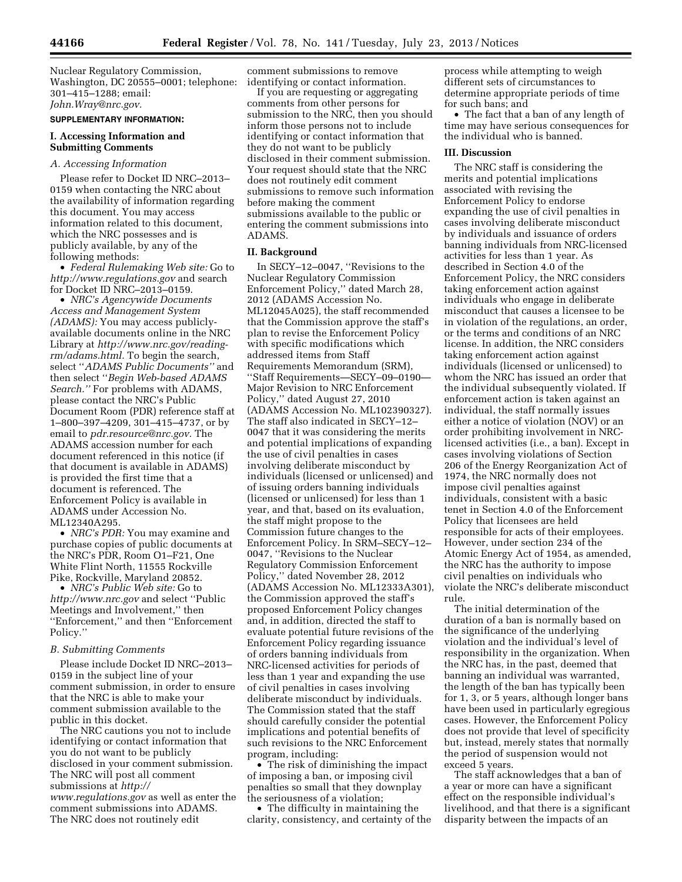Nuclear Regulatory Commission, Washington, DC 20555–0001; telephone: 301–415–1288; email: *John.Wray@nrc.gov.*

**SUPPLEMENTARY INFORMATION:**

## I. Accessing Information and Submitting Comments

### *A. Accessing Information*

Please refer to Docket ID NRC–2013–0159 when contacting the NRC about the availability of information regarding this document. You may access information related to this document, which the NRC possesses and is publicly available, by any of the following methods:

- *Federal Rulemaking Web site:* Go to *http://www.regulations.gov* and search for Docket ID NRC–2013–0159.
- *NRC's Agencywide Documents Access and Management System (ADAMS):* You may access publicly-available documents online in the NRC Library at *http://www.nrc.gov/reading-rm/adams.html.* To begin the search, select ''*ADAMS Public Documents''* and then select ''*Begin Web-based ADAMS Search.''* For problems with ADAMS, please contact the NRC's Public Document Room (PDR) reference staff at 1–800–397–4209, 301–415–4737, or by email to *pdr.resource@nrc.gov.* The ADAMS accession number for each document referenced in this notice (if that document is available in ADAMS) is provided the first time that a document is referenced. The Enforcement Policy is available in ADAMS under Accession No. ML12340A295.
- *NRC's PDR:* You may examine and purchase copies of public documents at the NRC's PDR, Room O1–F21, One White Flint North, 11555 Rockville Pike, Rockville, Maryland 20852.
- *NRC's Public Web site:* Go to *http://www.nrc.gov* and select ''Public Meetings and Involvement,'' then ''Enforcement,'' and then ''Enforcement Policy.''

### *B. Submitting Comments*

Please include Docket ID NRC–2013–0159 in the subject line of your comment submission, in order to ensure that the NRC is able to make your comment submission available to the public in this docket.

The NRC cautions you not to include identifying or contact information that you do not want to be publicly disclosed in your comment submission. The NRC will post all comment submissions at *http://www.regulations.gov* as well as enter the comment submissions into ADAMS. The NRC does not routinely edit comment submissions to remove identifying or contact information.

If you are requesting or aggregating comments from other persons for submission to the NRC, then you should inform those persons not to include identifying or contact information that they do not want to be publicly disclosed in their comment submission. Your request should state that the NRC does not routinely edit comment submissions to remove such information before making the comment submissions available to the public or entering the comment submissions into ADAMS.

## II. Background

In SECY–12–0047, ''Revisions to the Nuclear Regulatory Commission Enforcement Policy,'' dated March 28, 2012 (ADAMS Accession No. ML12045A025), the staff recommended that the Commission approve the staff's plan to revise the Enforcement Policy with specific modifications which addressed items from Staff Requirements Memorandum (SRM), ''Staff Requirements—SECY–09–0190—Major Revision to NRC Enforcement Policy,'' dated August 27, 2010 (ADAMS Accession No. ML102390327). The staff also indicated in SECY–12–0047 that it was considering the merits and potential implications of expanding the use of civil penalties in cases involving deliberate misconduct by individuals (licensed or unlicensed) and of issuing orders banning individuals (licensed or unlicensed) for less than 1 year, and that, based on its evaluation, the staff might propose to the Commission future changes to the Enforcement Policy. In SRM–SECY–12–0047, ''Revisions to the Nuclear Regulatory Commission Enforcement Policy,'' dated November 28, 2012 (ADAMS Accession No. ML12333A301), the Commission approved the staff's proposed Enforcement Policy changes and, in addition, directed the staff to evaluate potential future revisions of the Enforcement Policy regarding issuance of orders banning individuals from NRC-licensed activities for periods of less than 1 year and expanding the use of civil penalties in cases involving deliberate misconduct by individuals. The Commission stated that the staff should carefully consider the potential implications and potential benefits of such revisions to the NRC Enforcement program, including:

- The risk of diminishing the impact of imposing a ban, or imposing civil penalties so small that they downplay the seriousness of a violation;
- The difficulty in maintaining the clarity, consistency, and certainty of the process while attempting to weigh different sets of circumstances to determine appropriate periods of time for such bans; and
- The fact that a ban of any length of time may have serious consequences for the individual who is banned.

## III. Discussion

The NRC staff is considering the merits and potential implications associated with revising the Enforcement Policy to endorse expanding the use of civil penalties in cases involving deliberate misconduct by individuals and issuance of orders banning individuals from NRC-licensed activities for less than 1 year. As described in Section 4.0 of the Enforcement Policy, the NRC considers taking enforcement action against individuals who engage in deliberate misconduct that causes a licensee to be in violation of the regulations, an order, or the terms and conditions of an NRC license. In addition, the NRC considers taking enforcement action against individuals (licensed or unlicensed) to whom the NRC has issued an order that the individual subsequently violated. If enforcement action is taken against an individual, the staff normally issues either a notice of violation (NOV) or an order prohibiting involvement in NRC-licensed activities (i.e., a ban). Except in cases involving violations of Section 206 of the Energy Reorganization Act of 1974, the NRC normally does not impose civil penalties against individuals, consistent with a basic tenet in Section 4.0 of the Enforcement Policy that licensees are held responsible for acts of their employees. However, under section 234 of the Atomic Energy Act of 1954, as amended, the NRC has the authority to impose civil penalties on individuals who violate the NRC's deliberate misconduct rule.

The initial determination of the duration of a ban is normally based on the significance of the underlying violation and the individual's level of responsibility in the organization. When the NRC has, in the past, deemed that banning an individual was warranted, the length of the ban has typically been for 1, 3, or 5 years, although longer bans have been used in particularly egregious cases. However, the Enforcement Policy does not provide that level of specificity but, instead, merely states that normally the period of suspension would not exceed 5 years.

The staff acknowledges that a ban of a year or more can have a significant effect on the responsible individual's livelihood, and that there is a significant disparity between the impacts of an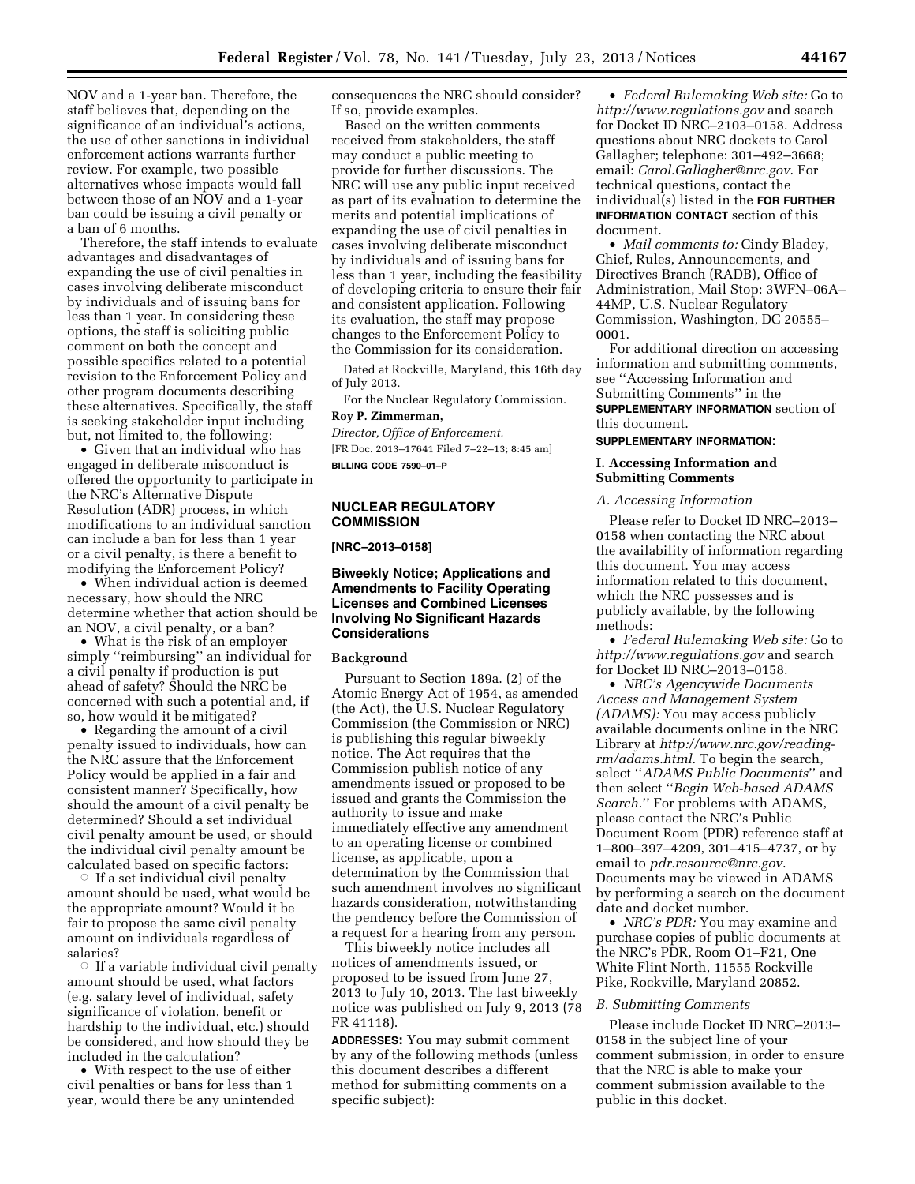NOV and a 1-year ban. Therefore, the staff believes that, depending on the significance of an individual's actions, the use of other sanctions in individual enforcement actions warrants further review. For example, two possible alternatives whose impacts would fall between those of an NOV and a 1-year ban could be issuing a civil penalty or a ban of 6 months.

Therefore, the staff intends to evaluate advantages and disadvantages of expanding the use of civil penalties in cases involving deliberate misconduct by individuals and of issuing bans for less than 1 year. In considering these options, the staff is soliciting public comment on both the concept and possible specifics related to a potential revision to the Enforcement Policy and other program documents describing these alternatives. Specifically, the staff is seeking stakeholder input including but, not limited to, the following:

- Given that an individual who has engaged in deliberate misconduct is offered the opportunity to participate in the NRC's Alternative Dispute Resolution (ADR) process, in which modifications to an individual sanction can include a ban for less than 1 year or a civil penalty, is there a benefit to modifying the Enforcement Policy?
- When individual action is deemed necessary, how should the NRC determine whether that action should be an NOV, a civil penalty, or a ban?
- What is the risk of an employer simply "reimbursing" an individual for a civil penalty if production is put ahead of safety? Should the NRC be concerned with such a potential and, if so, how would it be mitigated?
- Regarding the amount of a civil penalty issued to individuals, how can the NRC assure that the Enforcement Policy would be applied in a fair and consistent manner? Specifically, how should the amount of a civil penalty be determined? Should a set individual civil penalty amount be used, or should the individual civil penalty amount be calculated based on specific factors:
  - If a set individual civil penalty amount should be used, what would be the appropriate amount? Would it be fair to propose the same civil penalty amount on individuals regardless of salaries?
  - If a variable individual civil penalty amount should be used, what factors (e.g. salary level of individual, safety significance of violation, benefit or hardship to the individual, etc.) should be considered, and how should they be included in the calculation?
- With respect to the use of either civil penalties or bans for less than 1 year, would there be any unintended consequences the NRC should consider? If so, provide examples.

Based on the written comments received from stakeholders, the staff may conduct a public meeting to provide for further discussions. The NRC will use any public input received as part of its evaluation to determine the merits and potential implications of expanding the use of civil penalties in cases involving deliberate misconduct by individuals and of issuing bans for less than 1 year, including the feasibility of developing criteria to ensure their fair and consistent application. Following its evaluation, the staff may propose changes to the Enforcement Policy to the Commission for its consideration.

Dated at Rockville, Maryland, this 16th day of July 2013.

For the Nuclear Regulatory Commission.

**Roy P. Zimmerman,**

*Director, Office of Enforcement.*

[FR Doc. 2013–17641 Filed 7–22–13; 8:45 am]

**BILLING CODE 7590–01–P**

## NUCLEAR REGULATORY COMMISSION

**[NRC–2013–0158]**

## Biweekly Notice; Applications and Amendments to Facility Operating Licenses and Combined Licenses Involving No Significant Hazards Considerations

### Background

Pursuant to Section 189a. (2) of the Atomic Energy Act of 1954, as amended (the Act), the U.S. Nuclear Regulatory Commission (the Commission or NRC) is publishing this regular biweekly notice. The Act requires that the Commission publish notice of any amendments issued or proposed to be issued and grants the Commission the authority to issue and make immediately effective any amendment to an operating license or combined license, as applicable, upon a determination by the Commission that such amendment involves no significant hazards consideration, notwithstanding the pendency before the Commission of a request for a hearing from any person.

This biweekly notice includes all notices of amendments issued, or proposed to be issued from June 27, 2013 to July 10, 2013. The last biweekly notice was published on July 9, 2013 (78 FR 41118).

**ADDRESSES:** You may submit comment by any of the following methods (unless this document describes a different method for submitting comments on a specific subject):

- *Federal Rulemaking Web site:* Go to *http://www.regulations.gov* and search for Docket ID NRC–2103–0158. Address questions about NRC dockets to Carol Gallagher; telephone: 301–492–3668; email: *Carol.Gallagher@nrc.gov*. For technical questions, contact the individual(s) listed in the **FOR FURTHER INFORMATION CONTACT** section of this document.
- *Mail comments to:* Cindy Bladey, Chief, Rules, Announcements, and Directives Branch (RADB), Office of Administration, Mail Stop: 3WFN–06A–44MP, U.S. Nuclear Regulatory Commission, Washington, DC 20555–0001.

For additional direction on accessing information and submitting comments, see "Accessing Information and Submitting Comments" in the **SUPPLEMENTARY INFORMATION** section of this document.

**SUPPLEMENTARY INFORMATION:**

### I. Accessing Information and Submitting Comments

*A. Accessing Information*

Please refer to Docket ID NRC–2013–0158 when contacting the NRC about the availability of information regarding this document. You may access information related to this document, which the NRC possesses and is publicly available, by the following methods:

- *Federal Rulemaking Web site:* Go to *http://www.regulations.gov* and search for Docket ID NRC–2013–0158.
- *NRC's Agencywide Documents Access and Management System (ADAMS):* You may access publicly available documents online in the NRC Library at *http://www.nrc.gov/reading-rm/adams.html*. To begin the search, select "*ADAMS Public Documents*" and then select "*Begin Web-based ADAMS Search*." For problems with ADAMS, please contact the NRC's Public Document Room (PDR) reference staff at 1–800–397–4209, 301–415–4737, or by email to *pdr.resource@nrc.gov*. Documents may be viewed in ADAMS by performing a search on the document date and docket number.
- *NRC's PDR:* You may examine and purchase copies of public documents at the NRC's PDR, Room O1–F21, One White Flint North, 11555 Rockville Pike, Rockville, Maryland 20852.

*B. Submitting Comments*

Please include Docket ID NRC–2013–0158 in the subject line of your comment submission, in order to ensure that the NRC is able to make your comment submission available to the public in this docket.